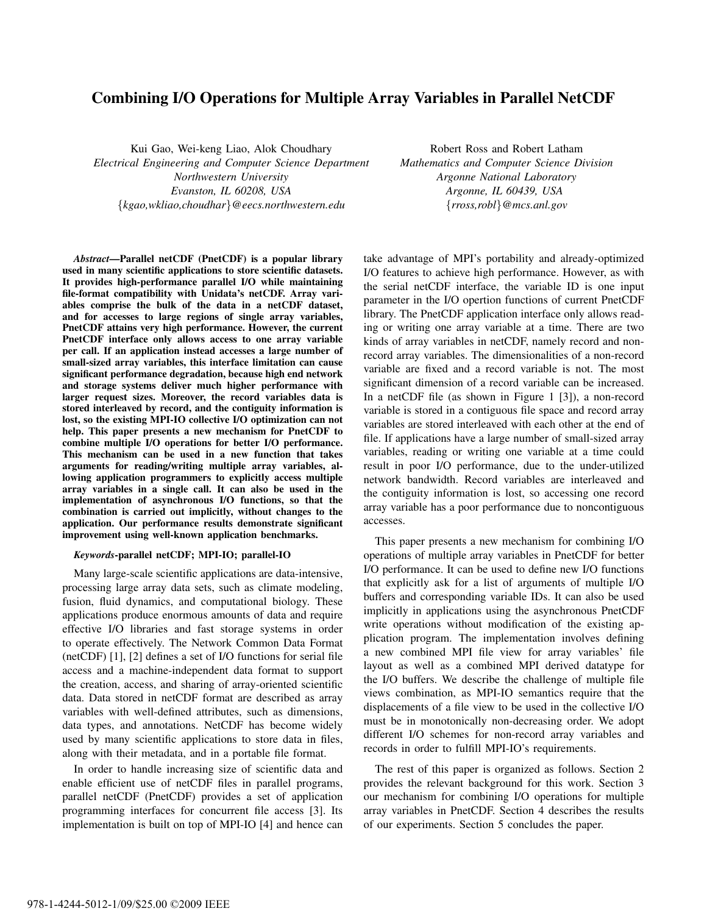# Combining I/O Operations for Multiple Array Variables in Parallel NetCDF

Kui Gao, Wei-keng Liao, Alok Choudhary
*Electrical Engineering and Computer Science Department*
*Northwestern University*
*Evanston, IL 60208, USA*
*{kgao,wkliao,choudhar}@eecs.northwestern.edu*

Robert Ross and Robert Latham
*Mathematics and Computer Science Division*
*Argonne National Laboratory*
*Argonne, IL 60439, USA*
*{rross,robl}@mcs.anl.gov*

***Abstract*—Parallel netCDF (PnetCDF) is a popular library used in many scientific applications to store scientific datasets. It provides high-performance parallel I/O while maintaining file-format compatibility with Unidata's netCDF. Array variables comprise the bulk of the data in a netCDF dataset, and for accesses to large regions of single array variables, PnetCDF attains very high performance. However, the current PnetCDF interface only allows access to one array variable per call. If an application instead accesses a large number of small-sized array variables, this interface limitation can cause significant performance degradation, because high end network and storage systems deliver much higher performance with larger request sizes. Moreover, the record variables data is stored interleaved by record, and the contiguity information is lost, so the existing MPI-IO collective I/O optimization can not help. This paper presents a new mechanism for PnetCDF to combine multiple I/O operations for better I/O performance. This mechanism can be used in a new function that takes arguments for reading/writing multiple array variables, allowing application programmers to explicitly access multiple array variables in a single call. It can also be used in the implementation of asynchronous I/O functions, so that the combination is carried out implicitly, without changes to the application. Our performance results demonstrate significant improvement using well-known application benchmarks.**

***Keywords*-parallel netCDF; MPI-IO; parallel-IO**

Many large-scale scientific applications are data-intensive, processing large array data sets, such as climate modeling, fusion, fluid dynamics, and computational biology. These applications produce enormous amounts of data and require effective I/O libraries and fast storage systems in order to operate effectively. The Network Common Data Format (netCDF) [1], [2] defines a set of I/O functions for serial file access and a machine-independent data format to support the creation, access, and sharing of array-oriented scientific data. Data stored in netCDF format are described as array variables with well-defined attributes, such as dimensions, data types, and annotations. NetCDF has become widely used by many scientific applications to store data in files, along with their metadata, and in a portable file format.

In order to handle increasing size of scientific data and enable efficient use of netCDF files in parallel programs, parallel netCDF (PnetCDF) provides a set of application programming interfaces for concurrent file access [3]. Its implementation is built on top of MPI-IO [4] and hence can take advantage of MPI's portability and already-optimized I/O features to achieve high performance. However, as with the serial netCDF interface, the variable ID is one input parameter in the I/O opertion functions of current PnetCDF library. The PnetCDF application interface only allows reading or writing one array variable at a time. There are two kinds of array variables in netCDF, namely record and non-record array variables. The dimensionalities of a non-record variable are fixed and a record variable is not. The most significant dimension of a record variable can be increased. In a netCDF file (as shown in Figure 1 [3]), a non-record variable is stored in a contiguous file space and record array variables are stored interleaved with each other at the end of file. If applications have a large number of small-sized array variables, reading or writing one variable at a time could result in poor I/O performance, due to the under-utilized network bandwidth. Record variables are interleaved and the contiguity information is lost, so accessing one record array variable has a poor performance due to noncontiguous accesses.

This paper presents a new mechanism for combining I/O operations of multiple array variables in PnetCDF for better I/O performance. It can be used to define new I/O functions that explicitly ask for a list of arguments of multiple I/O buffers and corresponding variable IDs. It can also be used implicitly in applications using the asynchronous PnetCDF write operations without modification of the existing application program. The implementation involves defining a new combined MPI file view for array variables' file layout as well as a combined MPI derived datatype for the I/O buffers. We describe the challenge of multiple file views combination, as MPI-IO semantics require that the displacements of a file view to be used in the collective I/O must be in monotonically non-decreasing order. We adopt different I/O schemes for non-record array variables and records in order to fulfill MPI-IO's requirements.

The rest of this paper is organized as follows. Section 2 provides the relevant background for this work. Section 3 our mechanism for combining I/O operations for multiple array variables in PnetCDF. Section 4 describes the results of our experiments. Section 5 concludes the paper.

978-1-4244-5012-1/09/$25.00 ©2009 IEEE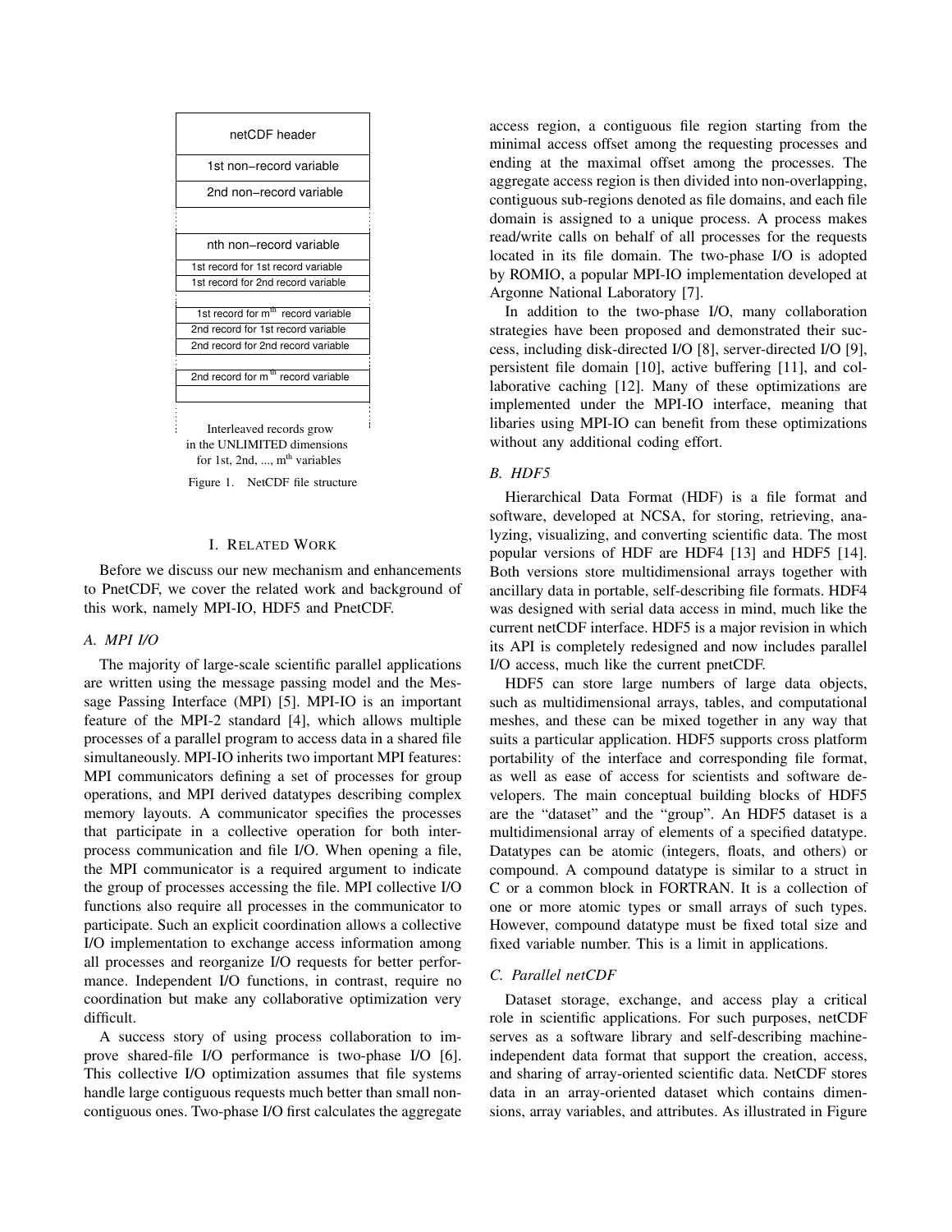| netCDF header |
| --- |
| 1st non−record variable |
| 2nd non−record variable |
| ⋮ |
| nth non−record variable |
| 1st record for 1st record variable |
| 1st record for 2nd record variable |
| ⋮ |
| 1st record for m[th] record variable |
| 2nd record for 1st record variable |
| 2nd record for 2nd record variable |
| ⋮ |
| 2nd record for m[th] record variable |
| |
| ⋮ |

Interleaved records grow in the UNLIMITED dimensions for 1st, 2nd, ..., m[th] variables

Figure 1. NetCDF file structure

# I. Related Work

Before we discuss our new mechanism and enhancements to PnetCDF, we cover the related work and background of this work, namely MPI-IO, HDF5 and PnetCDF.

## A. MPI I/O

The majority of large-scale scientific parallel applications are written using the message passing model and the Message Passing Interface (MPI) [5]. MPI-IO is an important feature of the MPI-2 standard [4], which allows multiple processes of a parallel program to access data in a shared file simultaneously. MPI-IO inherits two important MPI features: MPI communicators defining a set of processes for group operations, and MPI derived datatypes describing complex memory layouts. A communicator specifies the processes that participate in a collective operation for both inter-process communication and file I/O. When opening a file, the MPI communicator is a required argument to indicate the group of processes accessing the file. MPI collective I/O functions also require all processes in the communicator to participate. Such an explicit coordination allows a collective I/O implementation to exchange access information among all processes and reorganize I/O requests for better performance. Independent I/O functions, in contrast, require no coordination but make any collaborative optimization very difficult.

A success story of using process collaboration to improve shared-file I/O performance is two-phase I/O [6]. This collective I/O optimization assumes that file systems handle large contiguous requests much better than small non-contiguous ones. Two-phase I/O first calculates the aggregate access region, a contiguous file region starting from the minimal access offset among the requesting processes and ending at the maximal offset among the processes. The aggregate access region is then divided into non-overlapping, contiguous sub-regions denoted as file domains, and each file domain is assigned to a unique process. A process makes read/write calls on behalf of all processes for the requests located in its file domain. The two-phase I/O is adopted by ROMIO, a popular MPI-IO implementation developed at Argonne National Laboratory [7].

In addition to the two-phase I/O, many collaboration strategies have been proposed and demonstrated their success, including disk-directed I/O [8], server-directed I/O [9], persistent file domain [10], active buffering [11], and collaborative caching [12]. Many of these optimizations are implemented under the MPI-IO interface, meaning that libaries using MPI-IO can benefit from these optimizations without any additional coding effort.

## B. HDF5

Hierarchical Data Format (HDF) is a file format and software, developed at NCSA, for storing, retrieving, analyzing, visualizing, and converting scientific data. The most popular versions of HDF are HDF4 [13] and HDF5 [14]. Both versions store multidimensional arrays together with ancillary data in portable, self-describing file formats. HDF4 was designed with serial data access in mind, much like the current netCDF interface. HDF5 is a major revision in which its API is completely redesigned and now includes parallel I/O access, much like the current pnetCDF.

HDF5 can store large numbers of large data objects, such as multidimensional arrays, tables, and computational meshes, and these can be mixed together in any way that suits a particular application. HDF5 supports cross platform portability of the interface and corresponding file format, as well as ease of access for scientists and software developers. The main conceptual building blocks of HDF5 are the "dataset" and the "group". An HDF5 dataset is a multidimensional array of elements of a specified datatype. Datatypes can be atomic (integers, floats, and others) or compound. A compound datatype is similar to a struct in C or a common block in FORTRAN. It is a collection of one or more atomic types or small arrays of such types. However, compound datatype must be fixed total size and fixed variable number. This is a limit in applications.

## C. Parallel netCDF

Dataset storage, exchange, and access play a critical role in scientific applications. For such purposes, netCDF serves as a software library and self-describing machine-independent data format that support the creation, access, and sharing of array-oriented scientific data. NetCDF stores data in an array-oriented dataset which contains dimensions, array variables, and attributes. As illustrated in Figure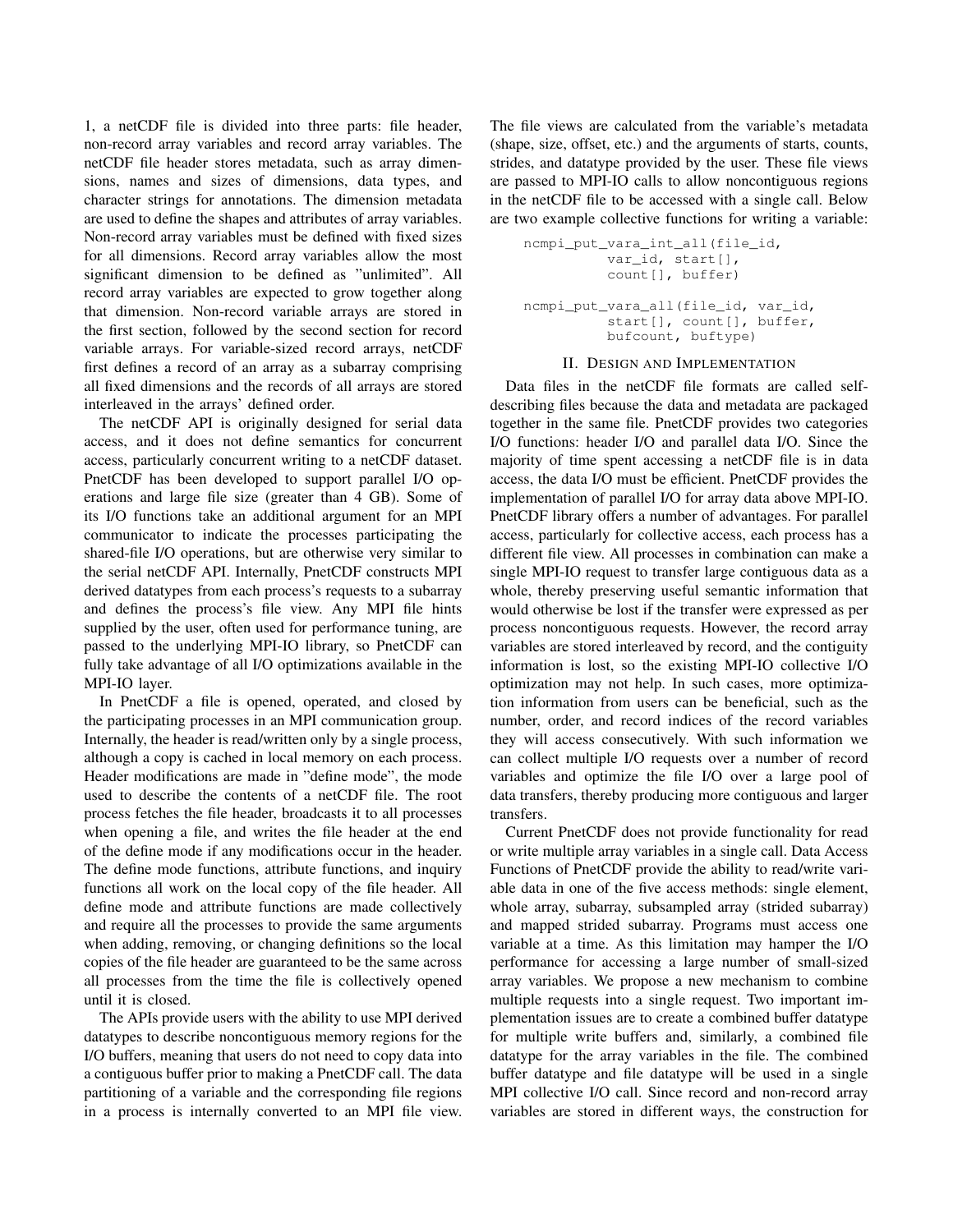1, a netCDF file is divided into three parts: file header, non-record array variables and record array variables. The netCDF file header stores metadata, such as array dimensions, names and sizes of dimensions, data types, and character strings for annotations. The dimension metadata are used to define the shapes and attributes of array variables. Non-record array variables must be defined with fixed sizes for all dimensions. Record array variables allow the most significant dimension to be defined as "unlimited". All record array variables are expected to grow together along that dimension. Non-record variable arrays are stored in the first section, followed by the second section for record variable arrays. For variable-sized record arrays, netCDF first defines a record of an array as a subarray comprising all fixed dimensions and the records of all arrays are stored interleaved in the arrays' defined order.

The netCDF API is originally designed for serial data access, and it does not define semantics for concurrent access, particularly concurrent writing to a netCDF dataset. PnetCDF has been developed to support parallel I/O operations and large file size (greater than 4 GB). Some of its I/O functions take an additional argument for an MPI communicator to indicate the processes participating the shared-file I/O operations, but are otherwise very similar to the serial netCDF API. Internally, PnetCDF constructs MPI derived datatypes from each process's requests to a subarray and defines the process's file view. Any MPI file hints supplied by the user, often used for performance tuning, are passed to the underlying MPI-IO library, so PnetCDF can fully take advantage of all I/O optimizations available in the MPI-IO layer.

In PnetCDF a file is opened, operated, and closed by the participating processes in an MPI communication group. Internally, the header is read/written only by a single process, although a copy is cached in local memory on each process. Header modifications are made in "define mode", the mode used to describe the contents of a netCDF file. The root process fetches the file header, broadcasts it to all processes when opening a file, and writes the file header at the end of the define mode if any modifications occur in the header. The define mode functions, attribute functions, and inquiry functions all work on the local copy of the file header. All define mode and attribute functions are made collectively and require all the processes to provide the same arguments when adding, removing, or changing definitions so the local copies of the file header are guaranteed to be the same across all processes from the time the file is collectively opened until it is closed.

The APIs provide users with the ability to use MPI derived datatypes to describe noncontiguous memory regions for the I/O buffers, meaning that users do not need to copy data into a contiguous buffer prior to making a PnetCDF call. The data partitioning of a variable and the corresponding file regions in a process is internally converted to an MPI file view. The file views are calculated from the variable's metadata (shape, size, offset, etc.) and the arguments of starts, counts, strides, and datatype provided by the user. These file views are passed to MPI-IO calls to allow noncontiguous regions in the netCDF file to be accessed with a single call. Below are two example collective functions for writing a variable:

```
ncmpi_put_vara_int_all(file_id,
          var_id, start[],
          count[], buffer)

ncmpi_put_vara_all(file_id, var_id,
          start[], count[], buffer,
          bufcount, buftype)
```

## II. Design and Implementation

Data files in the netCDF file formats are called self-describing files because the data and metadata are packaged together in the same file. PnetCDF provides two categories I/O functions: header I/O and parallel data I/O. Since the majority of time spent accessing a netCDF file is in data access, the data I/O must be efficient. PnetCDF provides the implementation of parallel I/O for array data above MPI-IO. PnetCDF library offers a number of advantages. For parallel access, particularly for collective access, each process has a different file view. All processes in combination can make a single MPI-IO request to transfer large contiguous data as a whole, thereby preserving useful semantic information that would otherwise be lost if the transfer were expressed as per process noncontiguous requests. However, the record array variables are stored interleaved by record, and the contiguity information is lost, so the existing MPI-IO collective I/O optimization may not help. In such cases, more optimization information from users can be beneficial, such as the number, order, and record indices of the record variables they will access consecutively. With such information we can collect multiple I/O requests over a number of record variables and optimize the file I/O over a large pool of data transfers, thereby producing more contiguous and larger transfers.

Current PnetCDF does not provide functionality for read or write multiple array variables in a single call. Data Access Functions of PnetCDF provide the ability to read/write variable data in one of the five access methods: single element, whole array, subarray, subsampled array (strided subarray) and mapped strided subarray. Programs must access one variable at a time. As this limitation may hamper the I/O performance for accessing a large number of small-sized array variables. We propose a new mechanism to combine multiple requests into a single request. Two important implementation issues are to create a combined buffer datatype for multiple write buffers and, similarly, a combined file datatype for the array variables in the file. The combined buffer datatype and file datatype will be used in a single MPI collective I/O call. Since record and non-record array variables are stored in different ways, the construction for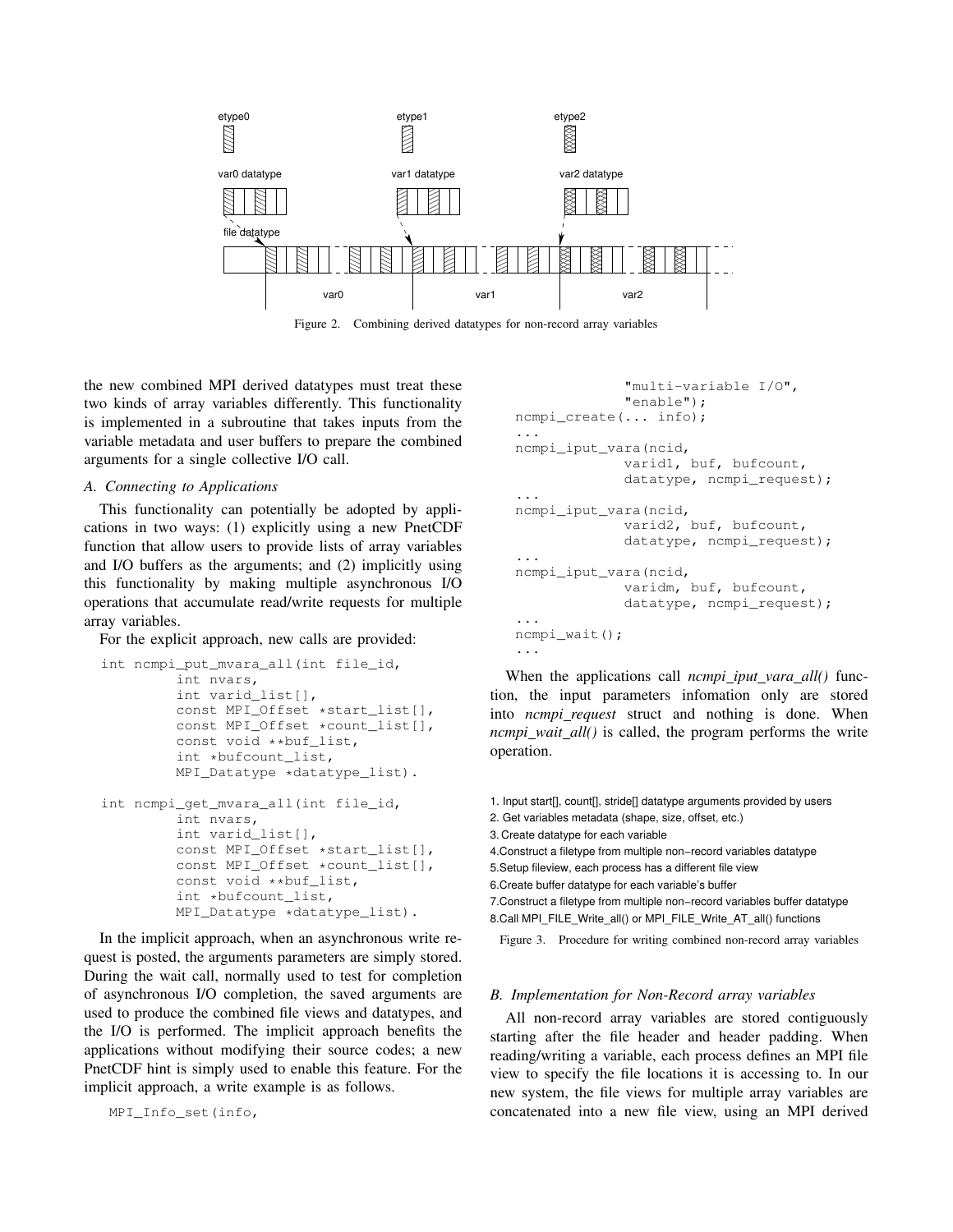Figure 2. Combining derived datatypes for non-record array variables

the new combined MPI derived datatypes must treat these two kinds of array variables differently. This functionality is implemented in a subroutine that takes inputs from the variable metadata and user buffers to prepare the combined arguments for a single collective I/O call.

### *A. Connecting to Applications*

This functionality can potentially be adopted by applications in two ways: (1) explicitly using a new PnetCDF function that allow users to provide lists of array variables and I/O buffers as the arguments; and (2) implicitly using this functionality by making multiple asynchronous I/O operations that accumulate read/write requests for multiple array variables.

For the explicit approach, new calls are provided:

```
int ncmpi_put_mvara_all(int file_id,
         int nvars,
         int varid_list[],
         const MPI_Offset *start_list[],
         const MPI_Offset *count_list[],
         const void **buf_list,
         int *bufcount_list,
         MPI_Datatype *datatype_list).

int ncmpi_get_mvara_all(int file_id,
         int nvars,
         int varid_list[],
         const MPI_Offset *start_list[],
         const MPI_Offset *count_list[],
         const void **buf_list,
         int *bufcount_list,
         MPI_Datatype *datatype_list).
```

In the implicit approach, when an asynchronous write request is posted, the arguments parameters are simply stored. During the wait call, normally used to test for completion of asynchronous I/O completion, the saved arguments are used to produce the combined file views and datatypes, and the I/O is performed. The implicit approach benefits the applications without modifying their source codes; a new PnetCDF hint is simply used to enable this feature. For the implicit approach, a write example is as follows.

```
MPI_Info_set(info,
             "multi-variable I/O",
             "enable");
ncmpi_create(... info);
...
ncmpi_iput_vara(ncid,
             varid1, buf, bufcount,
             datatype, ncmpi_request);
...
ncmpi_iput_vara(ncid,
             varid2, buf, bufcount,
             datatype, ncmpi_request);
...
ncmpi_iput_vara(ncid,
             varidm, buf, bufcount,
             datatype, ncmpi_request);
...
ncmpi_wait();
...
```

When the applications call *ncmpi_iput_vara_all()* function, the input parameters infomation only are stored into *ncmpi_request* struct and nothing is done. When *ncmpi_wait_all()* is called, the program performs the write operation.

1. Input start[], count[], stride[] datatype arguments provided by users
2. Get variables metadata (shape, size, offset, etc.)
3. Create datatype for each variable
4. Construct a filetype from multiple non−record variables datatype
5. Setup fileview, each process has a different file view
6. Create buffer datatype for each variable's buffer
7. Construct a filetype from multiple non−record variables buffer datatype
8. Call MPI_FILE_Write_all() or MPI_FILE_Write_AT_all() functions

Figure 3. Procedure for writing combined non-record array variables

### *B. Implementation for Non-Record array variables*

All non-record array variables are stored contiguously starting after the file header and header padding. When reading/writing a variable, each process defines an MPI file view to specify the file locations it is accessing to. In our new system, the file views for multiple array variables are concatenated into a new file view, using an MPI derived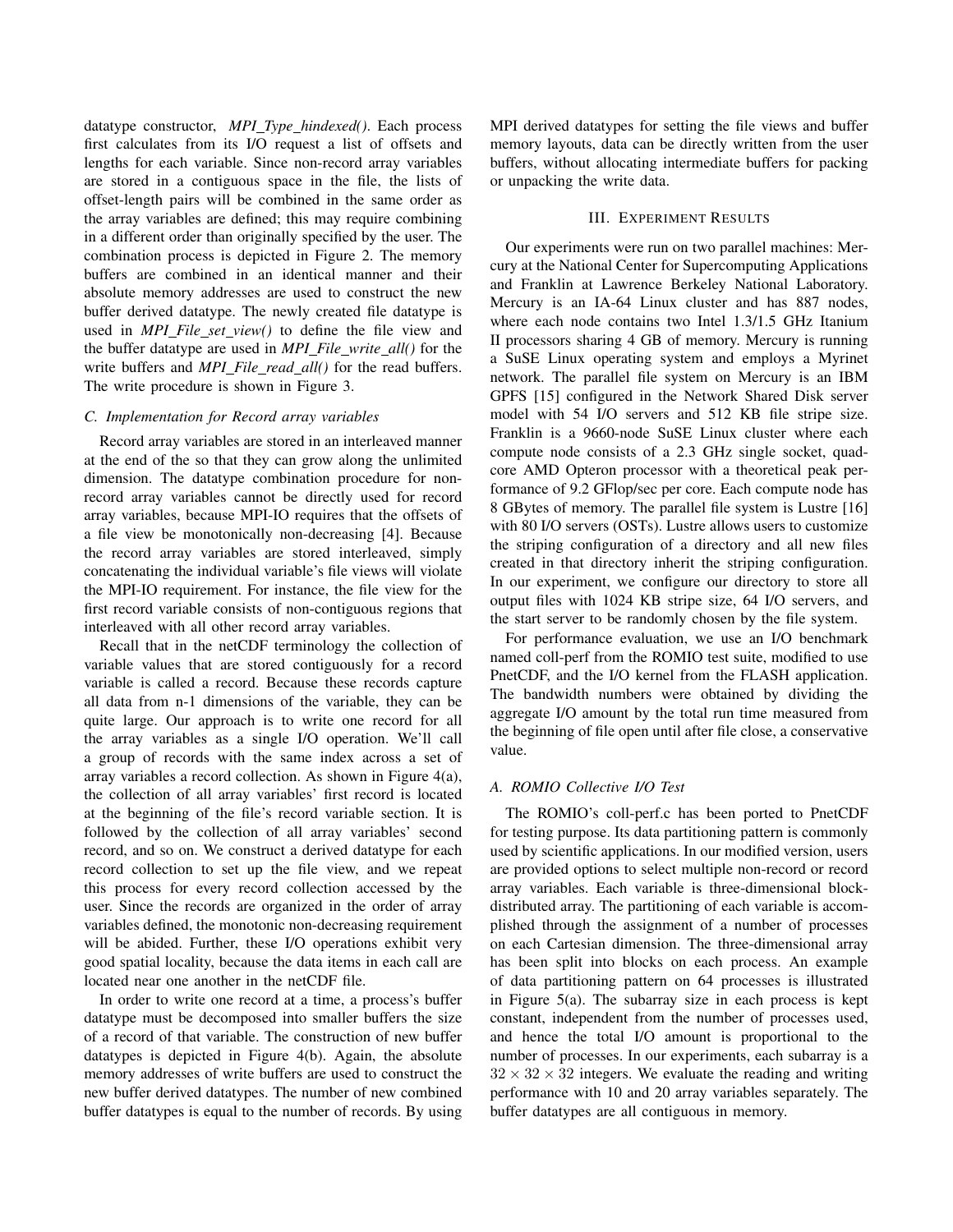datatype constructor, *MPI_Type_hindexed()*. Each process first calculates from its I/O request a list of offsets and lengths for each variable. Since non-record array variables are stored in a contiguous space in the file, the lists of offset-length pairs will be combined in the same order as the array variables are defined; this may require combining in a different order than originally specified by the user. The combination process is depicted in Figure 2. The memory buffers are combined in an identical manner and their absolute memory addresses are used to construct the new buffer derived datatype. The newly created file datatype is used in *MPI_File_set_view()* to define the file view and the buffer datatype are used in *MPI_File_write_all()* for the write buffers and *MPI_File_read_all()* for the read buffers. The write procedure is shown in Figure 3.

### C. Implementation for Record array variables

Record array variables are stored in an interleaved manner at the end of the so that they can grow along the unlimited dimension. The datatype combination procedure for non-record array variables cannot be directly used for record array variables, because MPI-IO requires that the offsets of a file view be monotonically non-decreasing [4]. Because the record array variables are stored interleaved, simply concatenating the individual variable's file views will violate the MPI-IO requirement. For instance, the file view for the first record variable consists of non-contiguous regions that interleaved with all other record array variables.

Recall that in the netCDF terminology the collection of variable values that are stored contiguously for a record variable is called a record. Because these records capture all data from n-1 dimensions of the variable, they can be quite large. Our approach is to write one record for all the array variables as a single I/O operation. We'll call a group of records with the same index across a set of array variables a record collection. As shown in Figure 4(a), the collection of all array variables' first record is located at the beginning of the file's record variable section. It is followed by the collection of all array variables' second record, and so on. We construct a derived datatype for each record collection to set up the file view, and we repeat this process for every record collection accessed by the user. Since the records are organized in the order of array variables defined, the monotonic non-decreasing requirement will be abided. Further, these I/O operations exhibit very good spatial locality, because the data items in each call are located near one another in the netCDF file.

In order to write one record at a time, a process's buffer datatype must be decomposed into smaller buffers the size of a record of that variable. The construction of new buffer datatypes is depicted in Figure 4(b). Again, the absolute memory addresses of write buffers are used to construct the new buffer derived datatypes. The number of new combined buffer datatypes is equal to the number of records. By using MPI derived datatypes for setting the file views and buffer memory layouts, data can be directly written from the user buffers, without allocating intermediate buffers for packing or unpacking the write data.

## III. Experiment Results

Our experiments were run on two parallel machines: Mercury at the National Center for Supercomputing Applications and Franklin at Lawrence Berkeley National Laboratory. Mercury is an IA-64 Linux cluster and has 887 nodes, where each node contains two Intel 1.3/1.5 GHz Itanium II processors sharing 4 GB of memory. Mercury is running a SuSE Linux operating system and employs a Myrinet network. The parallel file system on Mercury is an IBM GPFS [15] configured in the Network Shared Disk server model with 54 I/O servers and 512 KB file stripe size. Franklin is a 9660-node SuSE Linux cluster where each compute node consists of a 2.3 GHz single socket, quad-core AMD Opteron processor with a theoretical peak performance of 9.2 GFlop/sec per core. Each compute node has 8 GBytes of memory. The parallel file system is Lustre [16] with 80 I/O servers (OSTs). Lustre allows users to customize the striping configuration of a directory and all new files created in that directory inherit the striping configuration. In our experiment, we configure our directory to store all output files with 1024 KB stripe size, 64 I/O servers, and the start server to be randomly chosen by the file system.

For performance evaluation, we use an I/O benchmark named coll-perf from the ROMIO test suite, modified to use PnetCDF, and the I/O kernel from the FLASH application. The bandwidth numbers were obtained by dividing the aggregate I/O amount by the total run time measured from the beginning of file open until after file close, a conservative value.

### A. ROMIO Collective I/O Test

The ROMIO's coll-perf.c has been ported to PnetCDF for testing purpose. Its data partitioning pattern is commonly used by scientific applications. In our modified version, users are provided options to select multiple non-record or record array variables. Each variable is three-dimensional block-distributed array. The partitioning of each variable is accomplished through the assignment of a number of processes on each Cartesian dimension. The three-dimensional array has been split into blocks on each process. An example of data partitioning pattern on 64 processes is illustrated in Figure 5(a). The subarray size in each process is kept constant, independent from the number of processes used, and hence the total I/O amount is proportional to the number of processes. In our experiments, each subarray is a $32 \times 32 \times 32$ integers. We evaluate the reading and writing performance with 10 and 20 array variables separately. The buffer datatypes are all contiguous in memory.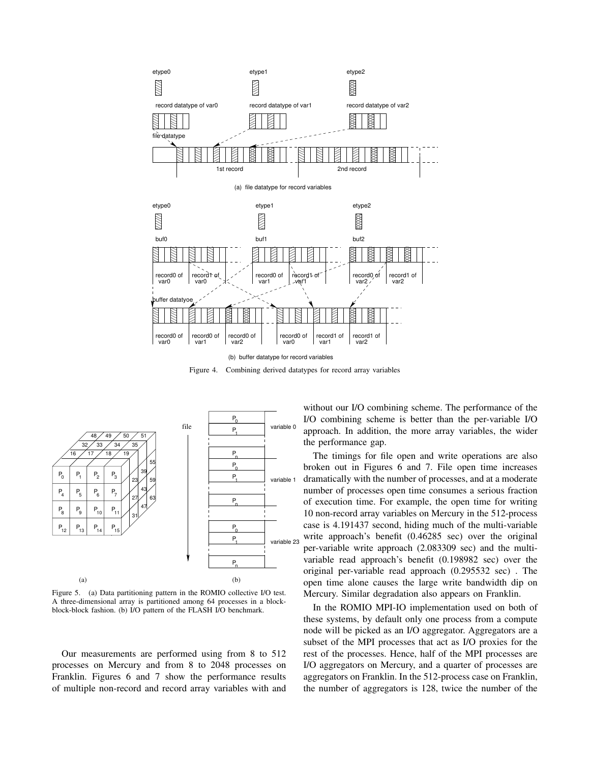Figure 4. Combining derived datatypes for record array variables

Figure 5. (a) Data partitioning pattern in the ROMIO collective I/O test. A three-dimensional array is partitioned among 64 processes in a block-block-block fashion. (b) I/O pattern of the FLASH I/O benchmark.

Our measurements are performed using from 8 to 512 processes on Mercury and from 8 to 2048 processes on Franklin. Figures 6 and 7 show the performance results of multiple non-record and record array variables with and without our I/O combining scheme. The performance of the I/O combining scheme is better than the per-variable I/O approach. In addition, the more array variables, the wider the performance gap.

The timings for file open and write operations are also broken out in Figures 6 and 7. File open time increases dramatically with the number of processes, and at a moderate number of processes open time consumes a serious fraction of execution time. For example, the open time for writing 10 non-record array variables on Mercury in the 512-process case is 4.191437 second, hiding much of the multi-variable write approach's benefit (0.46285 sec) over the original per-variable write approach (2.083309 sec) and the multi-variable read approach's benefit (0.198982 sec) over the original per-variable read approach (0.295532 sec) . The open time alone causes the large write bandwidth dip on Mercury. Similar degradation also appears on Franklin.

In the ROMIO MPI-IO implementation used on both of these systems, by default only one process from a compute node will be picked as an I/O aggregator. Aggregators are a subset of the MPI processes that act as I/O proxies for the rest of the processes. Hence, half of the MPI processes are I/O aggregators on Mercury, and a quarter of processes are aggregators on Franklin. In the 512-process case on Franklin, the number of aggregators is 128, twice the number of the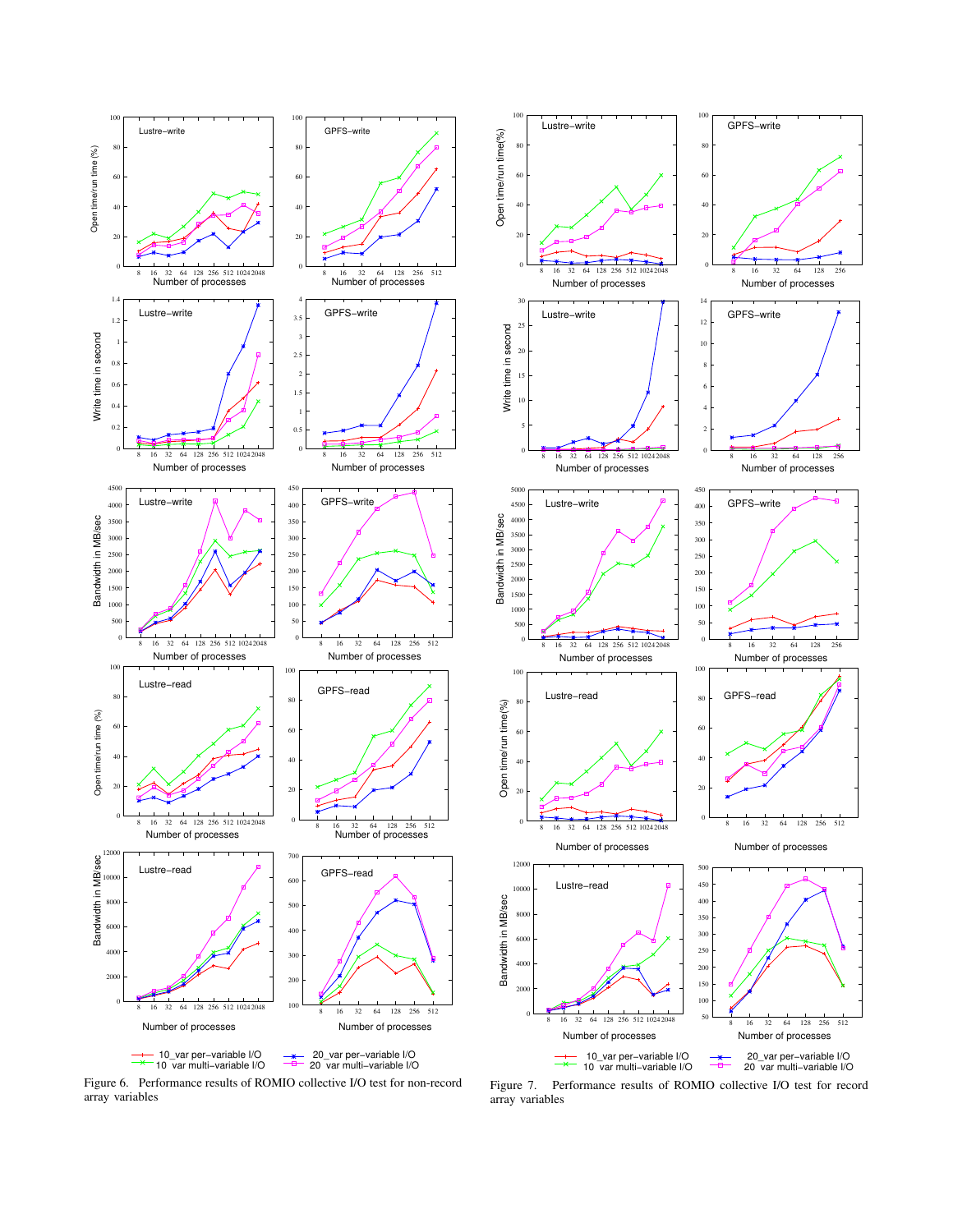Figure 6. Performance results of ROMIO collective I/O test for non-record array variables

Figure 7. Performance results of ROMIO collective I/O test for record array variables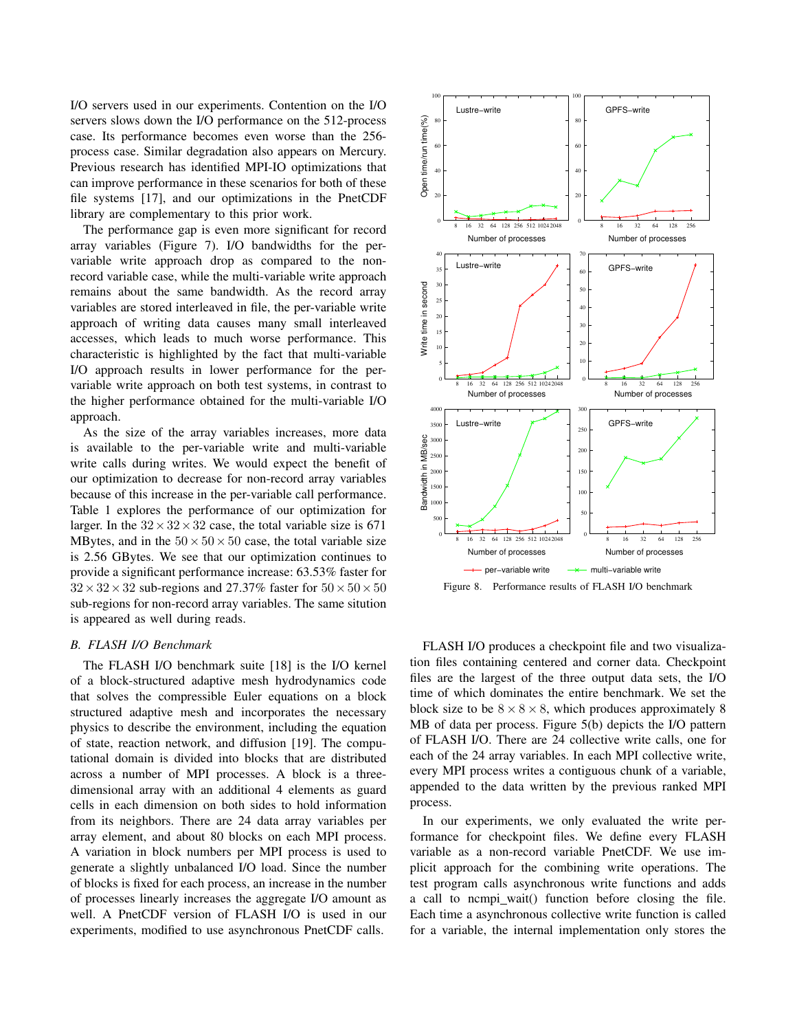I/O servers used in our experiments. Contention on the I/O servers slows down the I/O performance on the 512-process case. Its performance becomes even worse than the 256-process case. Similar degradation also appears on Mercury. Previous research has identified MPI-IO optimizations that can improve performance in these scenarios for both of these file systems [17], and our optimizations in the PnetCDF library are complementary to this prior work.

The performance gap is even more significant for record array variables (Figure 7). I/O bandwidths for the per-variable write approach drop as compared to the non-record variable case, while the multi-variable write approach remains about the same bandwidth. As the record array variables are stored interleaved in file, the per-variable write approach of writing data causes many small interleaved accesses, which leads to much worse performance. This characteristic is highlighted by the fact that multi-variable I/O approach results in lower performance for the per-variable write approach on both test systems, in contrast to the higher performance obtained for the multi-variable I/O approach.

As the size of the array variables increases, more data is available to the per-variable write and multi-variable write calls during writes. We would expect the benefit of our optimization to decrease for non-record array variables because of this increase in the per-variable call performance. Table 1 explores the performance of our optimization for larger. In the $32 \times 32 \times 32$ case, the total variable size is 671 MBytes, and in the $50 \times 50 \times 50$ case, the total variable size is 2.56 GBytes. We see that our optimization continues to provide a significant performance increase: 63.53% faster for $32 \times 32 \times 32$ sub-regions and 27.37% faster for $50 \times 50 \times 50$ sub-regions for non-record array variables. The same sitution is appeared as well during reads.

### *B. FLASH I/O Benchmark*

The FLASH I/O benchmark suite [18] is the I/O kernel of a block-structured adaptive mesh hydrodynamics code that solves the compressible Euler equations on a block structured adaptive mesh and incorporates the necessary physics to describe the environment, including the equation of state, reaction network, and diffusion [19]. The computational domain is divided into blocks that are distributed across a number of MPI processes. A block is a three-dimensional array with an additional 4 elements as guard cells in each dimension on both sides to hold information from its neighbors. There are 24 data array variables per array element, and about 80 blocks on each MPI process. A variation in block numbers per MPI process is used to generate a slightly unbalanced I/O load. Since the number of blocks is fixed for each process, an increase in the number of processes linearly increases the aggregate I/O amount as well. A PnetCDF version of FLASH I/O is used in our experiments, modified to use asynchronous PnetCDF calls.

Figure 8. Performance results of FLASH I/O benchmark

FLASH I/O produces a checkpoint file and two visualization files containing centered and corner data. Checkpoint files are the largest of the three output data sets, the I/O time of which dominates the entire benchmark. We set the block size to be $8 \times 8 \times 8$, which produces approximately 8 MB of data per process. Figure 5(b) depicts the I/O pattern of FLASH I/O. There are 24 collective write calls, one for each of the 24 array variables. In each MPI collective write, every MPI process writes a contiguous chunk of a variable, appended to the data written by the previous ranked MPI process.

In our experiments, we only evaluated the write performance for checkpoint files. We define every FLASH variable as a non-record variable PnetCDF. We use implicit approach for the combining write operations. The test program calls asynchronous write functions and adds a call to ncmpi_wait() function before closing the file. Each time a asynchronous collective write function is called for a variable, the internal implementation only stores the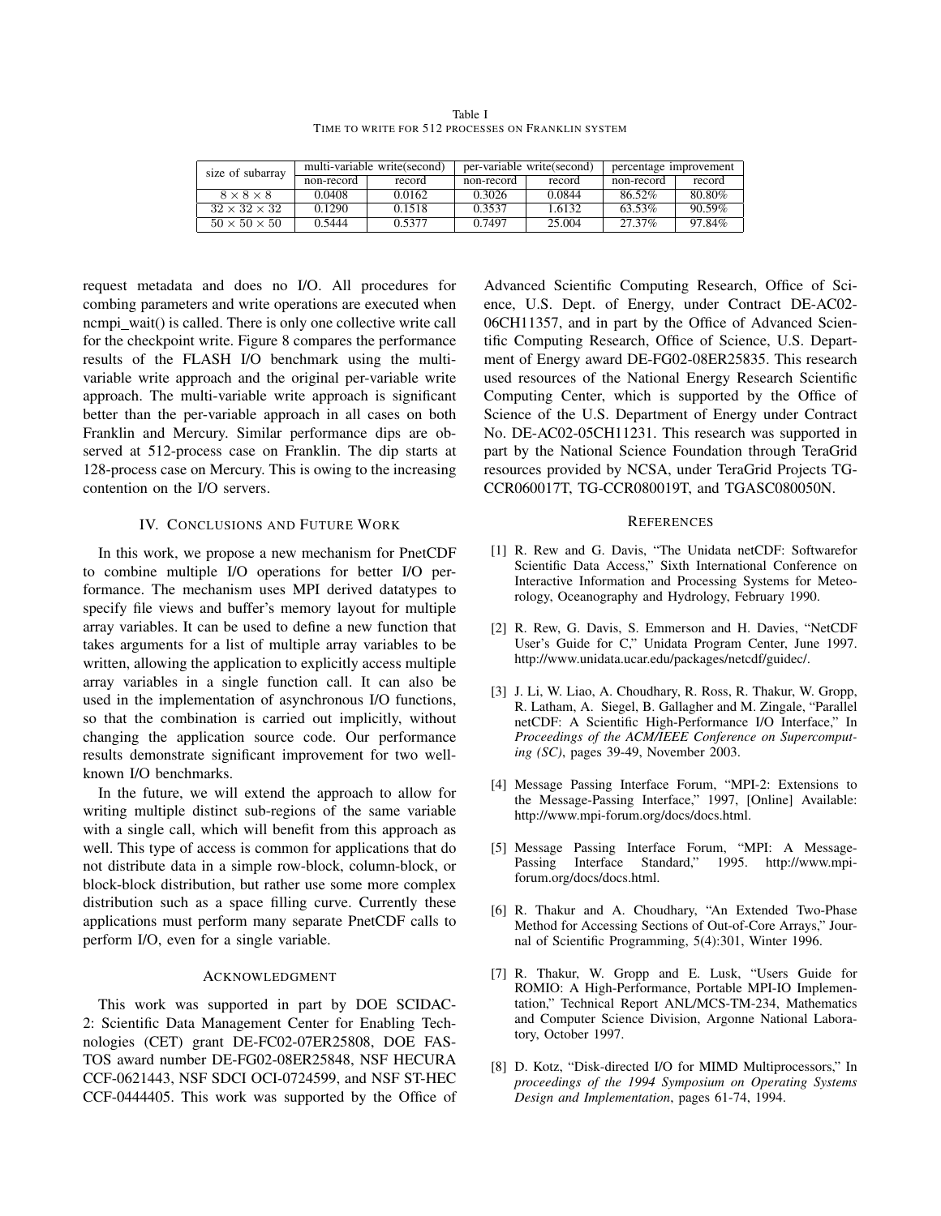Table I
TIME TO WRITE FOR 512 PROCESSES ON FRANKLIN SYSTEM

| size of subarray | multi-variable write(second) | | per-variable write(second) | | percentage improvement | |
|---|---|---|---|---|---|---|
| | non-record | record | non-record | record | non-record | record |
| $8 \times 8 \times 8$ | 0.0408 | 0.0162 | 0.3026 | 0.0844 | 86.52% | 80.80% |
| $32 \times 32 \times 32$ | 0.1290 | 0.1518 | 0.3537 | 1.6132 | 63.53% | 90.59% |
| $50 \times 50 \times 50$ | 0.5444 | 0.5377 | 0.7497 | 25.004 | 27.37% | 97.84% |

request metadata and does no I/O. All procedures for combing parameters and write operations are executed when ncmpi_wait() is called. There is only one collective write call for the checkpoint write. Figure 8 compares the performance results of the FLASH I/O benchmark using the multi-variable write approach and the original per-variable write approach. The multi-variable write approach is significant better than the per-variable approach in all cases on both Franklin and Mercury. Similar performance dips are observed at 512-process case on Franklin. The dip starts at 128-process case on Mercury. This is owing to the increasing contention on the I/O servers.

## IV. Conclusions and Future Work

In this work, we propose a new mechanism for PnetCDF to combine multiple I/O operations for better I/O performance. The mechanism uses MPI derived datatypes to specify file views and buffer's memory layout for multiple array variables. It can be used to define a new function that takes arguments for a list of multiple array variables to be written, allowing the application to explicitly access multiple array variables in a single function call. It can also be used in the implementation of asynchronous I/O functions, so that the combination is carried out implicitly, without changing the application source code. Our performance results demonstrate significant improvement for two well-known I/O benchmarks.

In the future, we will extend the approach to allow for writing multiple distinct sub-regions of the same variable with a single call, which will benefit from this approach as well. This type of access is common for applications that do not distribute data in a simple row-block, column-block, or block-block distribution, but rather use some more complex distribution such as a space filling curve. Currently these applications must perform many separate PnetCDF calls to perform I/O, even for a single variable.

## Acknowledgment

This work was supported in part by DOE SCIDAC-2: Scientific Data Management Center for Enabling Technologies (CET) grant DE-FC02-07ER25808, DOE FASTOS award number DE-FG02-08ER25848, NSF HECURA CCF-0621443, NSF SDCI OCI-0724599, and NSF ST-HEC CCF-0444405. This work was supported by the Office of Advanced Scientific Computing Research, Office of Science, U.S. Dept. of Energy, under Contract DE-AC02-06CH11357, and in part by the Office of Advanced Scientific Computing Research, Office of Science, U.S. Department of Energy award DE-FG02-08ER25835. This research used resources of the National Energy Research Scientific Computing Center, which is supported by the Office of Science of the U.S. Department of Energy under Contract No. DE-AC02-05CH11231. This research was supported in part by the National Science Foundation through TeraGrid resources provided by NCSA, under TeraGrid Projects TG-CCR060017T, TG-CCR080019T, and TGASC080050N.

## References

[1] R. Rew and G. Davis, "The Unidata netCDF: Softwarefor Scientific Data Access," Sixth International Conference on Interactive Information and Processing Systems for Meteorology, Oceanography and Hydrology, February 1990.

[2] R. Rew, G. Davis, S. Emmerson and H. Davies, "NetCDF User's Guide for C," Unidata Program Center, June 1997. http://www.unidata.ucar.edu/packages/netcdf/guidec/.

[3] J. Li, W. Liao, A. Choudhary, R. Ross, R. Thakur, W. Gropp, R. Latham, A. Siegel, B. Gallagher and M. Zingale, "Parallel netCDF: A Scientific High-Performance I/O Interface," In *Proceedings of the ACM/IEEE Conference on Supercomputing (SC)*, pages 39-49, November 2003.

[4] Message Passing Interface Forum, "MPI-2: Extensions to the Message-Passing Interface," 1997, [Online] Available: http://www.mpi-forum.org/docs/docs.html.

[5] Message Passing Interface Forum, "MPI: A Message-Passing Interface Standard," 1995. http://www.mpi-forum.org/docs/docs.html.

[6] R. Thakur and A. Choudhary, "An Extended Two-Phase Method for Accessing Sections of Out-of-Core Arrays," Journal of Scientific Programming, 5(4):301, Winter 1996.

[7] R. Thakur, W. Gropp and E. Lusk, "Users Guide for ROMIO: A High-Performance, Portable MPI-IO Implementation," Technical Report ANL/MCS-TM-234, Mathematics and Computer Science Division, Argonne National Laboratory, October 1997.

[8] D. Kotz, "Disk-directed I/O for MIMD Multiprocessors," In *proceedings of the 1994 Symposium on Operating Systems Design and Implementation*, pages 61-74, 1994.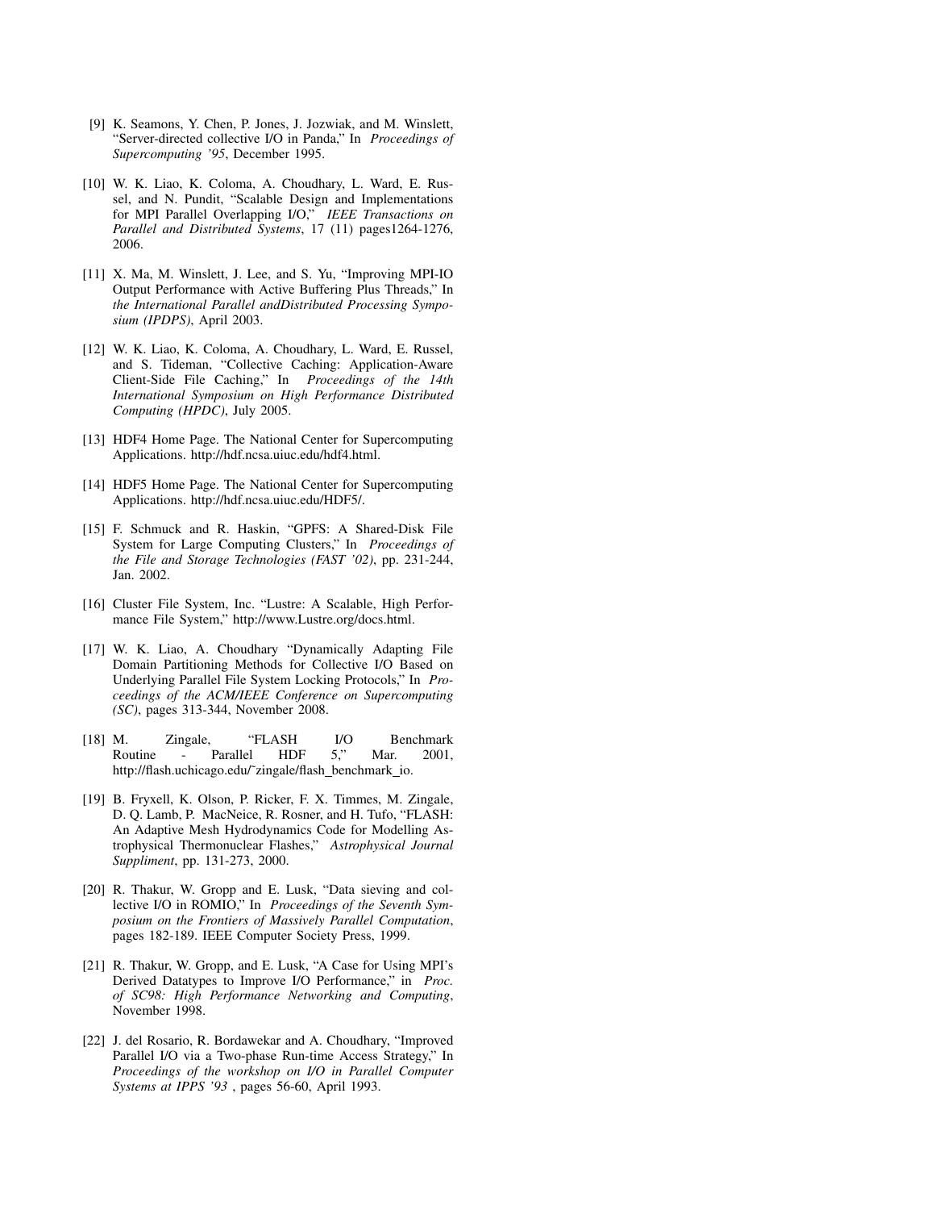[9] K. Seamons, Y. Chen, P. Jones, J. Jozwiak, and M. Winslett, "Server-directed collective I/O in Panda," In *Proceedings of Supercomputing '95*, December 1995.

[10] W. K. Liao, K. Coloma, A. Choudhary, L. Ward, E. Russel, and N. Pundit, "Scalable Design and Implementations for MPI Parallel Overlapping I/O," *IEEE Transactions on Parallel and Distributed Systems*, 17 (11) pages1264-1276, 2006.

[11] X. Ma, M. Winslett, J. Lee, and S. Yu, "Improving MPI-IO Output Performance with Active Buffering Plus Threads," In *the International Parallel andDistributed Processing Symposium (IPDPS)*, April 2003.

[12] W. K. Liao, K. Coloma, A. Choudhary, L. Ward, E. Russel, and S. Tideman, "Collective Caching: Application-Aware Client-Side File Caching," In *Proceedings of the 14th International Symposium on High Performance Distributed Computing (HPDC)*, July 2005.

[13] HDF4 Home Page. The National Center for Supercomputing Applications. http://hdf.ncsa.uiuc.edu/hdf4.html.

[14] HDF5 Home Page. The National Center for Supercomputing Applications. http://hdf.ncsa.uiuc.edu/HDF5/.

[15] F. Schmuck and R. Haskin, "GPFS: A Shared-Disk File System for Large Computing Clusters," In *Proceedings of the File and Storage Technologies (FAST '02)*, pp. 231-244, Jan. 2002.

[16] Cluster File System, Inc. "Lustre: A Scalable, High Performance File System," http://www.Lustre.org/docs.html.

[17] W. K. Liao, A. Choudhary "Dynamically Adapting File Domain Partitioning Methods for Collective I/O Based on Underlying Parallel File System Locking Protocols," In *Proceedings of the ACM/IEEE Conference on Supercomputing (SC)*, pages 313-344, November 2008.

[18] M. Zingale, "FLASH I/O Benchmark Routine - Parallel HDF 5," Mar. 2001, http://flash.uchicago.edu/~zingale/flash_benchmark_io.

[19] B. Fryxell, K. Olson, P. Ricker, F. X. Timmes, M. Zingale, D. Q. Lamb, P. MacNeice, R. Rosner, and H. Tufo, "FLASH: An Adaptive Mesh Hydrodynamics Code for Modelling Astrophysical Thermonuclear Flashes," *Astrophysical Journal Suppliment*, pp. 131-273, 2000.

[20] R. Thakur, W. Gropp and E. Lusk, "Data sieving and collective I/O in ROMIO," In *Proceedings of the Seventh Symposium on the Frontiers of Massively Parallel Computation*, pages 182-189. IEEE Computer Society Press, 1999.

[21] R. Thakur, W. Gropp, and E. Lusk, "A Case for Using MPI's Derived Datatypes to Improve I/O Performance," in *Proc. of SC98: High Performance Networking and Computing*, November 1998.

[22] J. del Rosario, R. Bordawekar and A. Choudhary, "Improved Parallel I/O via a Two-phase Run-time Access Strategy," In *Proceedings of the workshop on I/O in Parallel Computer Systems at IPPS '93* , pages 56-60, April 1993.